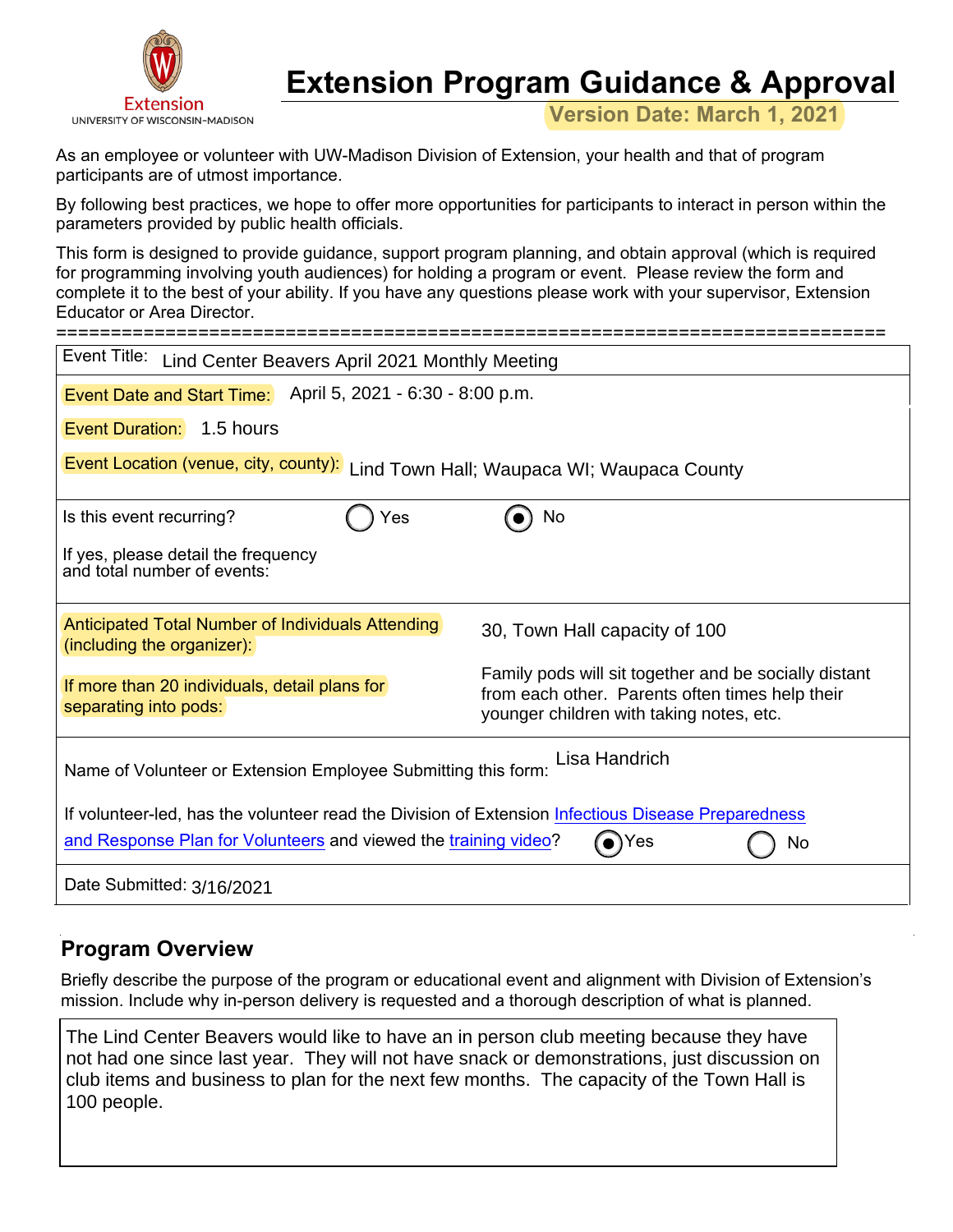Extension
UNIVERSITY OF WISCONSIN-MADISON

# Extension Program Guidance & Approval

**Version Date: March 1, 2021**

As an employee or volunteer with UW-Madison Division of Extension, your health and that of program participants are of utmost importance.

By following best practices, we hope to offer more opportunities for participants to interact in person within the parameters provided by public health officials.

This form is designed to provide guidance, support program planning, and obtain approval (which is required for programming involving youth audiences) for holding a program or event. Please review the form and complete it to the best of your ability. If you have any questions please work with your supervisor, Extension Educator or Area Director.

==========================================================================

Event Title: Lind Center Beavers April 2021 Monthly Meeting

Event Date and Start Time: April 5, 2021 - 6:30 - 8:00 p.m.

Event Duration: 1.5 hours

Event Location (venue, city, county): Lind Town Hall; Waupaca WI; Waupaca County

Is this event recurring? ◯ Yes ◉ No

If yes, please detail the frequency and total number of events:

Anticipated Total Number of Individuals Attending (including the organizer): 30, Town Hall capacity of 100

If more than 20 individuals, detail plans for separating into pods: Family pods will sit together and be socially distant from each other. Parents often times help their younger children with taking notes, etc.

Name of Volunteer or Extension Employee Submitting this form: Lisa Handrich

If volunteer-led, has the volunteer read the Division of Extension Infectious Disease Preparedness and Response Plan for Volunteers and viewed the training video? ◉ Yes ◯ No

Date Submitted: 3/16/2021

## Program Overview

Briefly describe the purpose of the program or educational event and alignment with Division of Extension's mission. Include why in-person delivery is requested and a thorough description of what is planned.

The Lind Center Beavers would like to have an in person club meeting because they have not had one since last year. They will not have snack or demonstrations, just discussion on club items and business to plan for the next few months. The capacity of the Town Hall is 100 people.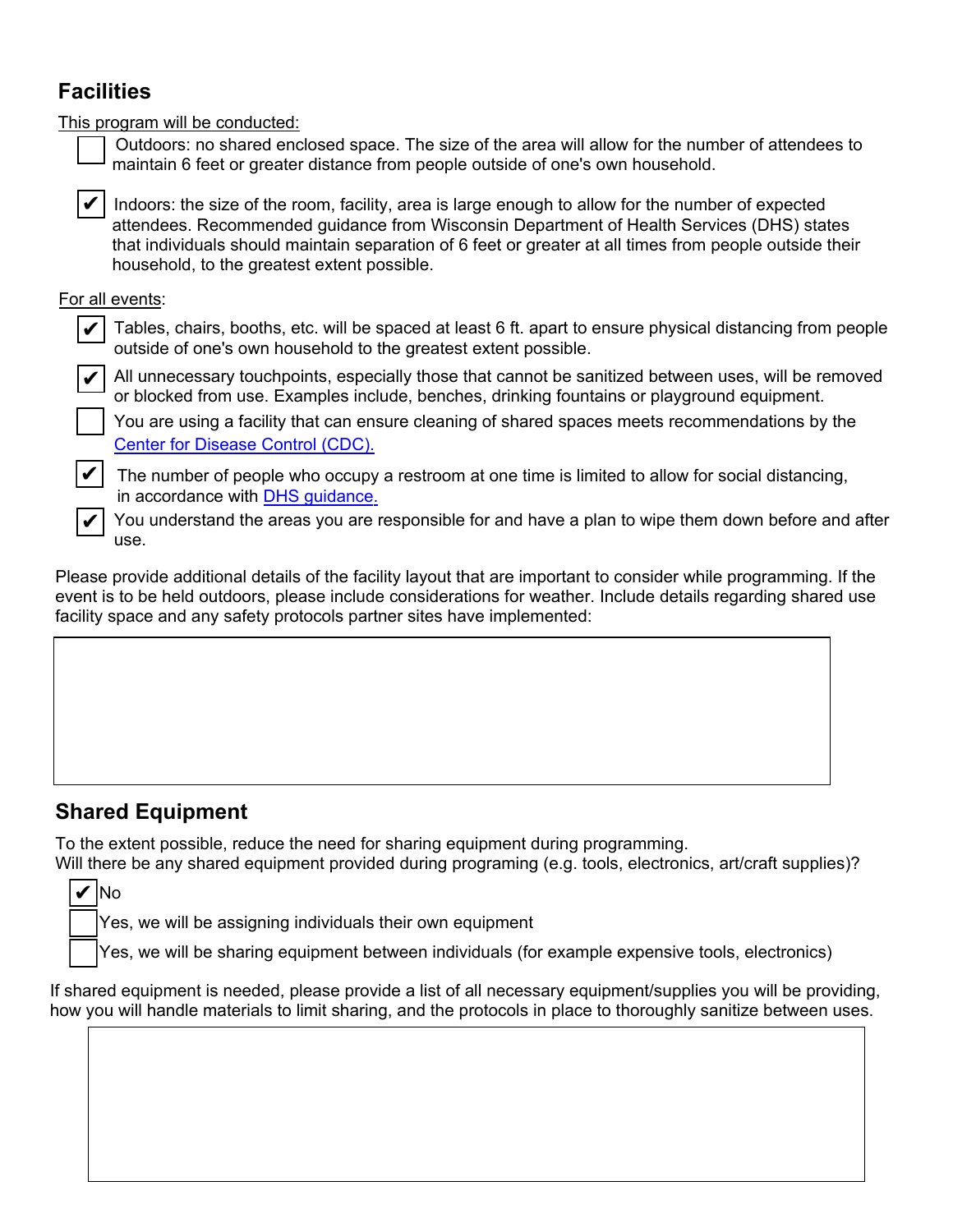## Facilities

This program will be conducted:

- [ ] Outdoors: no shared enclosed space. The size of the area will allow for the number of attendees to maintain 6 feet or greater distance from people outside of one's own household.
- [x] Indoors: the size of the room, facility, area is large enough to allow for the number of expected attendees. Recommended guidance from Wisconsin Department of Health Services (DHS) states that individuals should maintain separation of 6 feet or greater at all times from people outside their household, to the greatest extent possible.

For all events:

- [x] Tables, chairs, booths, etc. will be spaced at least 6 ft. apart to ensure physical distancing from people outside of one's own household to the greatest extent possible.
- [x] All unnecessary touchpoints, especially those that cannot be sanitized between uses, will be removed or blocked from use. Examples include, benches, drinking fountains or playground equipment.
- [ ] You are using a facility that can ensure cleaning of shared spaces meets recommendations by the Center for Disease Control (CDC).
- [x] The number of people who occupy a restroom at one time is limited to allow for social distancing, in accordance with DHS guidance.
- [x] You understand the areas you are responsible for and have a plan to wipe them down before and after use.

Please provide additional details of the facility layout that are important to consider while programming. If the event is to be held outdoors, please include considerations for weather. Include details regarding shared use facility space and any safety protocols partner sites have implemented:

## Shared Equipment

To the extent possible, reduce the need for sharing equipment during programming.
Will there be any shared equipment provided during programing (e.g. tools, electronics, art/craft supplies)?

- [x] No
- [ ] Yes, we will be assigning individuals their own equipment
- [ ] Yes, we will be sharing equipment between individuals (for example expensive tools, electronics)

If shared equipment is needed, please provide a list of all necessary equipment/supplies you will be providing, how you will handle materials to limit sharing, and the protocols in place to thoroughly sanitize between uses.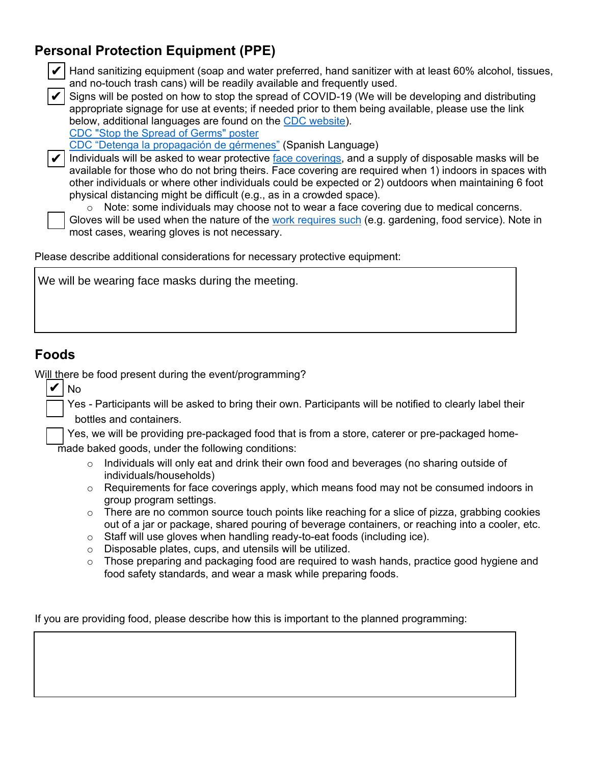## Personal Protection Equipment (PPE)

- [x] Hand sanitizing equipment (soap and water preferred, hand sanitizer with at least 60% alcohol, tissues, and no-touch trash cans) will be readily available and frequently used.
- [x] Signs will be posted on how to stop the spread of COVID-19 (We will be developing and distributing appropriate signage for use at events; if needed prior to them being available, please use the link below, additional languages are found on the CDC website).
  CDC "Stop the Spread of Germs" poster
  CDC "Detenga la propagación de gérmenes" (Spanish Language)
- [x] Individuals will be asked to wear protective face coverings, and a supply of disposable masks will be available for those who do not bring theirs. Face covering are required when 1) indoors in spaces with other individuals or where other individuals could be expected or 2) outdoors when maintaining 6 foot physical distancing might be difficult (e.g., as in a crowded space).
  - Note: some individuals may choose not to wear a face covering due to medical concerns.
- [ ] Gloves will be used when the nature of the work requires such (e.g. gardening, food service). Note in most cases, wearing gloves is not necessary.

Please describe additional considerations for necessary protective equipment:

> We will be wearing face masks during the meeting.

## Foods

Will there be food present during the event/programming?

- [x] No
- [ ] Yes - Participants will be asked to bring their own. Participants will be notified to clearly label their bottles and containers.
- [ ] Yes, we will be providing pre-packaged food that is from a store, caterer or pre-packaged home-made baked goods, under the following conditions:
  - Individuals will only eat and drink their own food and beverages (no sharing outside of individuals/households)
  - Requirements for face coverings apply, which means food may not be consumed indoors in group program settings.
  - There are no common source touch points like reaching for a slice of pizza, grabbing cookies out of a jar or package, shared pouring of beverage containers, or reaching into a cooler, etc.
  - Staff will use gloves when handling ready-to-eat foods (including ice).
  - Disposable plates, cups, and utensils will be utilized.
  - Those preparing and packaging food are required to wash hands, practice good hygiene and food safety standards, and wear a mask while preparing foods.

If you are providing food, please describe how this is important to the planned programming: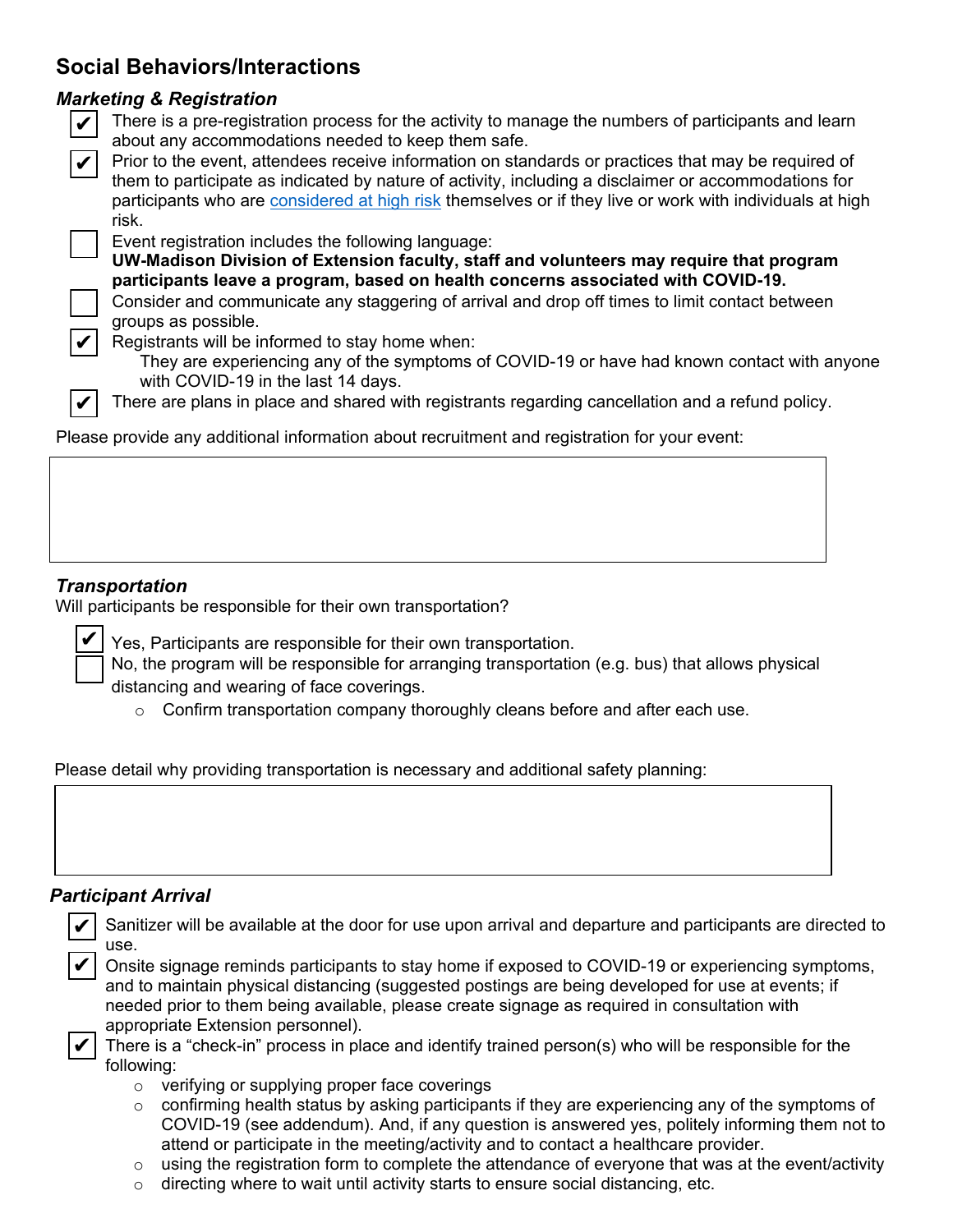## Social Behaviors/Interactions

### *Marketing & Registration*

- [x] There is a pre-registration process for the activity to manage the numbers of participants and learn about any accommodations needed to keep them safe.
- [x] Prior to the event, attendees receive information on standards or practices that may be required of them to participate as indicated by nature of activity, including a disclaimer or accommodations for participants who are considered at high risk themselves or if they live or work with individuals at high risk.
- [ ] Event registration includes the following language:
  **UW-Madison Division of Extension faculty, staff and volunteers may require that program participants leave a program, based on health concerns associated with COVID-19.**
- [ ] Consider and communicate any staggering of arrival and drop off times to limit contact between groups as possible.
- [x] Registrants will be informed to stay home when:
  They are experiencing any of the symptoms of COVID-19 or have had known contact with anyone with COVID-19 in the last 14 days.
- [x] There are plans in place and shared with registrants regarding cancellation and a refund policy.

Please provide any additional information about recruitment and registration for your event:

### *Transportation*

Will participants be responsible for their own transportation?

- [x] Yes, Participants are responsible for their own transportation.
- [ ] No, the program will be responsible for arranging transportation (e.g. bus) that allows physical distancing and wearing of face coverings.
  - Confirm transportation company thoroughly cleans before and after each use.

Please detail why providing transportation is necessary and additional safety planning:

### *Participant Arrival*

- [x] Sanitizer will be available at the door for use upon arrival and departure and participants are directed to use.
- [x] Onsite signage reminds participants to stay home if exposed to COVID-19 or experiencing symptoms, and to maintain physical distancing (suggested postings are being developed for use at events; if needed prior to them being available, please create signage as required in consultation with appropriate Extension personnel).
- [x] There is a "check-in" process in place and identify trained person(s) who will be responsible for the following:
  - verifying or supplying proper face coverings
  - confirming health status by asking participants if they are experiencing any of the symptoms of COVID-19 (see addendum). And, if any question is answered yes, politely informing them not to attend or participate in the meeting/activity and to contact a healthcare provider.
  - using the registration form to complete the attendance of everyone that was at the event/activity
  - directing where to wait until activity starts to ensure social distancing, etc.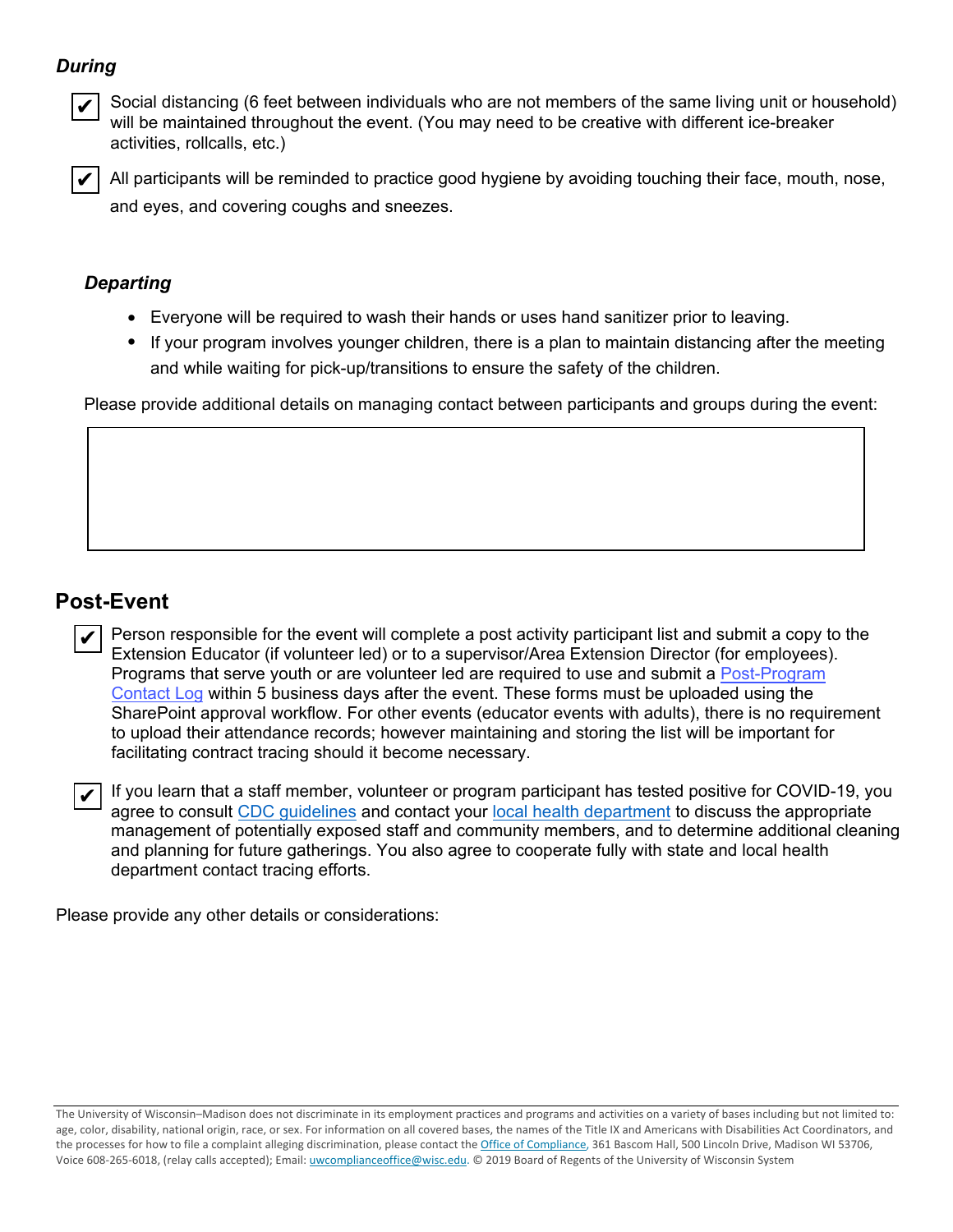### *During*

- ✔ Social distancing (6 feet between individuals who are not members of the same living unit or household) will be maintained throughout the event. (You may need to be creative with different ice-breaker activities, rollcalls, etc.)
- ✔ All participants will be reminded to practice good hygiene by avoiding touching their face, mouth, nose, and eyes, and covering coughs and sneezes.

### *Departing*

- Everyone will be required to wash their hands or uses hand sanitizer prior to leaving.
- If your program involves younger children, there is a plan to maintain distancing after the meeting and while waiting for pick-up/transitions to ensure the safety of the children.

Please provide additional details on managing contact between participants and groups during the event:

## Post-Event

- ✔ Person responsible for the event will complete a post activity participant list and submit a copy to the Extension Educator (if volunteer led) or to a supervisor/Area Extension Director (for employees). Programs that serve youth or are volunteer led are required to use and submit a Post-Program Contact Log within 5 business days after the event. These forms must be uploaded using the SharePoint approval workflow. For other events (educator events with adults), there is no requirement to upload their attendance records; however maintaining and storing the list will be important for facilitating contract tracing should it become necessary.
- ✔ If you learn that a staff member, volunteer or program participant has tested positive for COVID-19, you agree to consult CDC guidelines and contact your local health department to discuss the appropriate management of potentially exposed staff and community members, and to determine additional cleaning and planning for future gatherings. You also agree to cooperate fully with state and local health department contact tracing efforts.

Please provide any other details or considerations:

The University of Wisconsin–Madison does not discriminate in its employment practices and programs and activities on a variety of bases including but not limited to: age, color, disability, national origin, race, or sex. For information on all covered bases, the names of the Title IX and Americans with Disabilities Act Coordinators, and the processes for how to file a complaint alleging discrimination, please contact the Office of Compliance, 361 Bascom Hall, 500 Lincoln Drive, Madison WI 53706, Voice 608-265-6018, (relay calls accepted); Email: uwcomplianceoffice@wisc.edu. © 2019 Board of Regents of the University of Wisconsin System